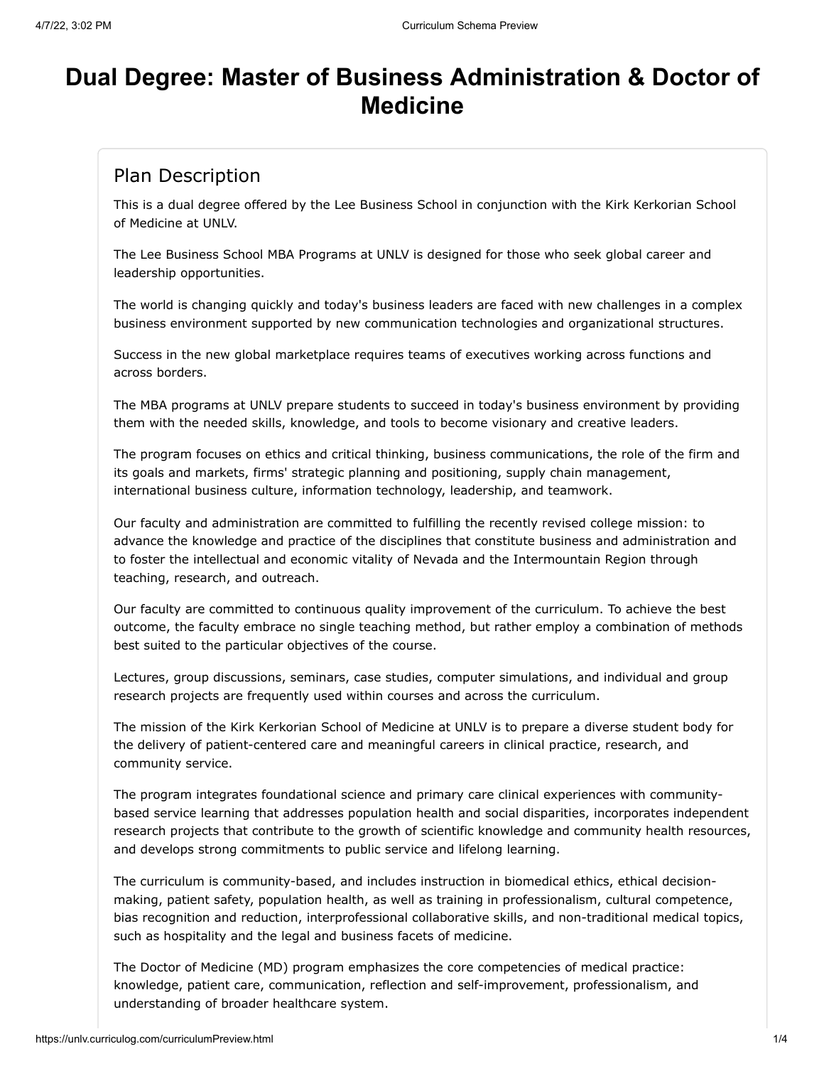# Dual Degree: Master of Business Administration & Doctor of Medicine

## Plan Description

This is a dual degree offered by the Lee Business School in conjunction with the Kirk Kerkorian School of Medicine at UNLV.

The Lee Business School MBA Programs at UNLV is designed for those who seek global career and leadership opportunities.

The world is changing quickly and today's business leaders are faced with new challenges in a complex business environment supported by new communication technologies and organizational structures.

Success in the new global marketplace requires teams of executives working across functions and across borders.

The MBA programs at UNLV prepare students to succeed in today's business environment by providing them with the needed skills, knowledge, and tools to become visionary and creative leaders.

The program focuses on ethics and critical thinking, business communications, the role of the firm and its goals and markets, firms' strategic planning and positioning, supply chain management, international business culture, information technology, leadership, and teamwork.

Our faculty and administration are committed to fulfilling the recently revised college mission: to advance the knowledge and practice of the disciplines that constitute business and administration and to foster the intellectual and economic vitality of Nevada and the Intermountain Region through teaching, research, and outreach.

Our faculty are committed to continuous quality improvement of the curriculum. To achieve the best outcome, the faculty embrace no single teaching method, but rather employ a combination of methods best suited to the particular objectives of the course.

Lectures, group discussions, seminars, case studies, computer simulations, and individual and group research projects are frequently used within courses and across the curriculum.

The mission of the Kirk Kerkorian School of Medicine at UNLV is to prepare a diverse student body for the delivery of patient-centered care and meaningful careers in clinical practice, research, and community service.

The program integrates foundational science and primary care clinical experiences with community-based service learning that addresses population health and social disparities, incorporates independent research projects that contribute to the growth of scientific knowledge and community health resources, and develops strong commitments to public service and lifelong learning.

The curriculum is community-based, and includes instruction in biomedical ethics, ethical decision-making, patient safety, population health, as well as training in professionalism, cultural competence, bias recognition and reduction, interprofessional collaborative skills, and non-traditional medical topics, such as hospitality and the legal and business facets of medicine.

The Doctor of Medicine (MD) program emphasizes the core competencies of medical practice: knowledge, patient care, communication, reflection and self-improvement, professionalism, and understanding of broader healthcare system.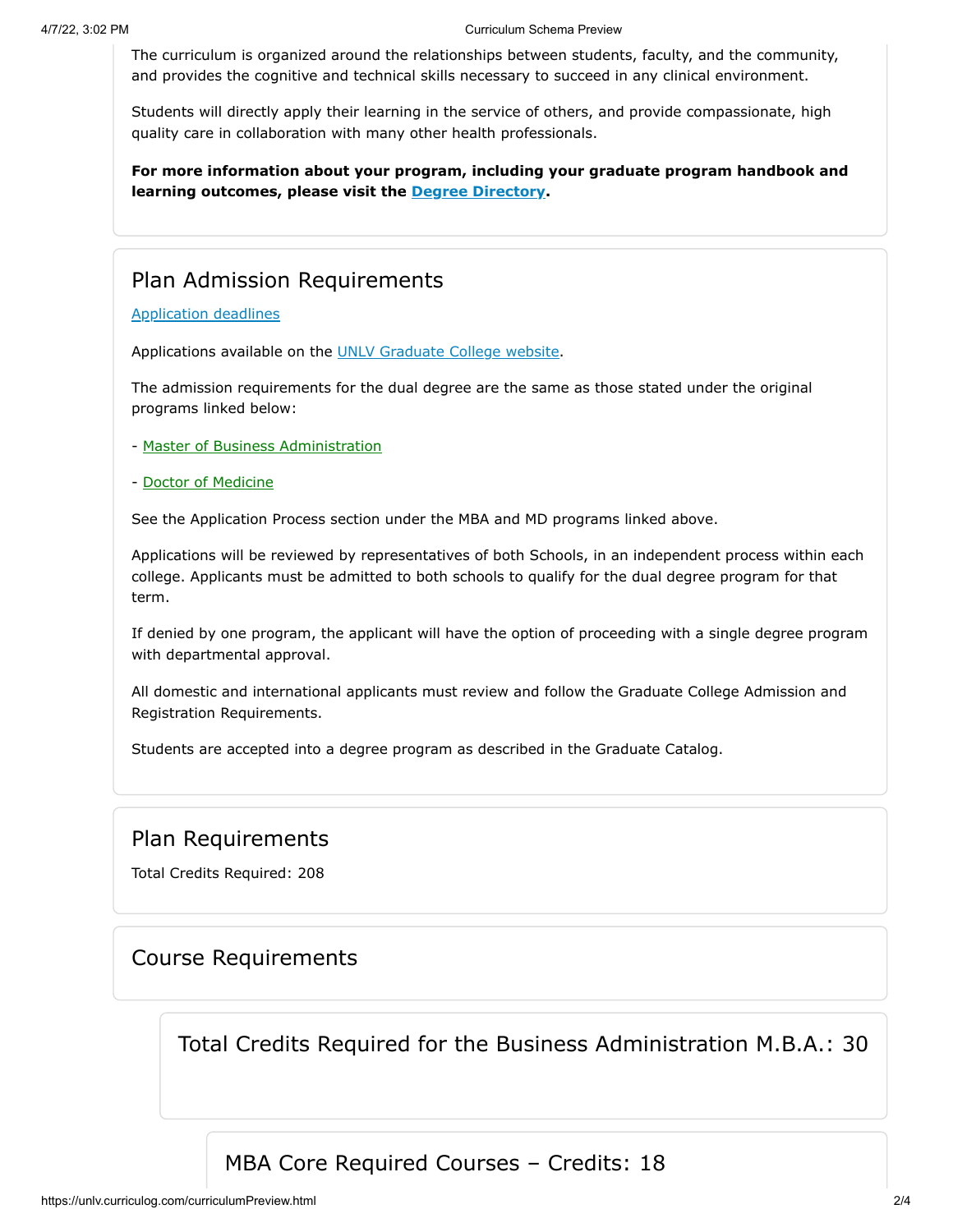The curriculum is organized around the relationships between students, faculty, and the community, and provides the cognitive and technical skills necessary to succeed in any clinical environment.

Students will directly apply their learning in the service of others, and provide compassionate, high quality care in collaboration with many other health professionals.

**For more information about your program, including your graduate program handbook and learning outcomes, please visit the [Degree Directory](#).**

## Plan Admission Requirements

[Application deadlines](#)

Applications available on the [UNLV Graduate College website](#).

The admission requirements for the dual degree are the same as those stated under the original programs linked below:

- [Master of Business Administration](#)

- [Doctor of Medicine](#)

See the Application Process section under the MBA and MD programs linked above.

Applications will be reviewed by representatives of both Schools, in an independent process within each college. Applicants must be admitted to both schools to qualify for the dual degree program for that term.

If denied by one program, the applicant will have the option of proceeding with a single degree program with departmental approval.

All domestic and international applicants must review and follow the Graduate College Admission and Registration Requirements.

Students are accepted into a degree program as described in the Graduate Catalog.

## Plan Requirements

Total Credits Required: 208

## Course Requirements

### Total Credits Required for the Business Administration M.B.A.: 30

#### MBA Core Required Courses – Credits: 18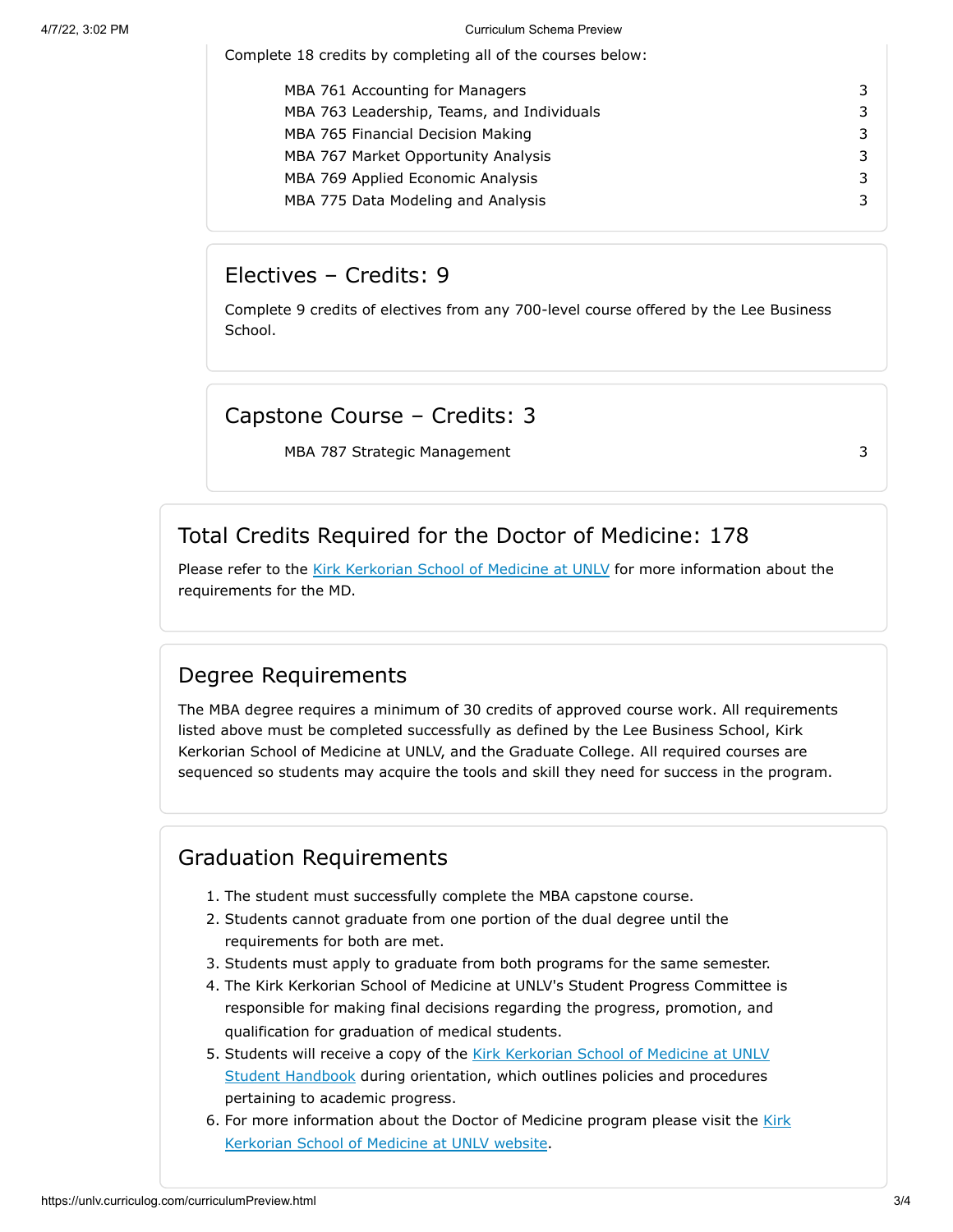Complete 18 credits by completing all of the courses below:

| | |
|---|---|
| MBA 761 Accounting for Managers | 3 |
| MBA 763 Leadership, Teams, and Individuals | 3 |
| MBA 765 Financial Decision Making | 3 |
| MBA 767 Market Opportunity Analysis | 3 |
| MBA 769 Applied Economic Analysis | 3 |
| MBA 775 Data Modeling and Analysis | 3 |

### Electives – Credits: 9

Complete 9 credits of electives from any 700-level course offered by the Lee Business School.

### Capstone Course – Credits: 3

| | |
|---|---|
| MBA 787 Strategic Management | 3 |

## Total Credits Required for the Doctor of Medicine: 178

Please refer to the [Kirk Kerkorian School of Medicine at UNLV] for more information about the requirements for the MD.

## Degree Requirements

The MBA degree requires a minimum of 30 credits of approved course work. All requirements listed above must be completed successfully as defined by the Lee Business School, Kirk Kerkorian School of Medicine at UNLV, and the Graduate College. All required courses are sequenced so students may acquire the tools and skill they need for success in the program.

## Graduation Requirements

1. The student must successfully complete the MBA capstone course.
2. Students cannot graduate from one portion of the dual degree until the requirements for both are met.
3. Students must apply to graduate from both programs for the same semester.
4. The Kirk Kerkorian School of Medicine at UNLV's Student Progress Committee is responsible for making final decisions regarding the progress, promotion, and qualification for graduation of medical students.
5. Students will receive a copy of the Kirk Kerkorian School of Medicine at UNLV Student Handbook during orientation, which outlines policies and procedures pertaining to academic progress.
6. For more information about the Doctor of Medicine program please visit the Kirk Kerkorian School of Medicine at UNLV website.